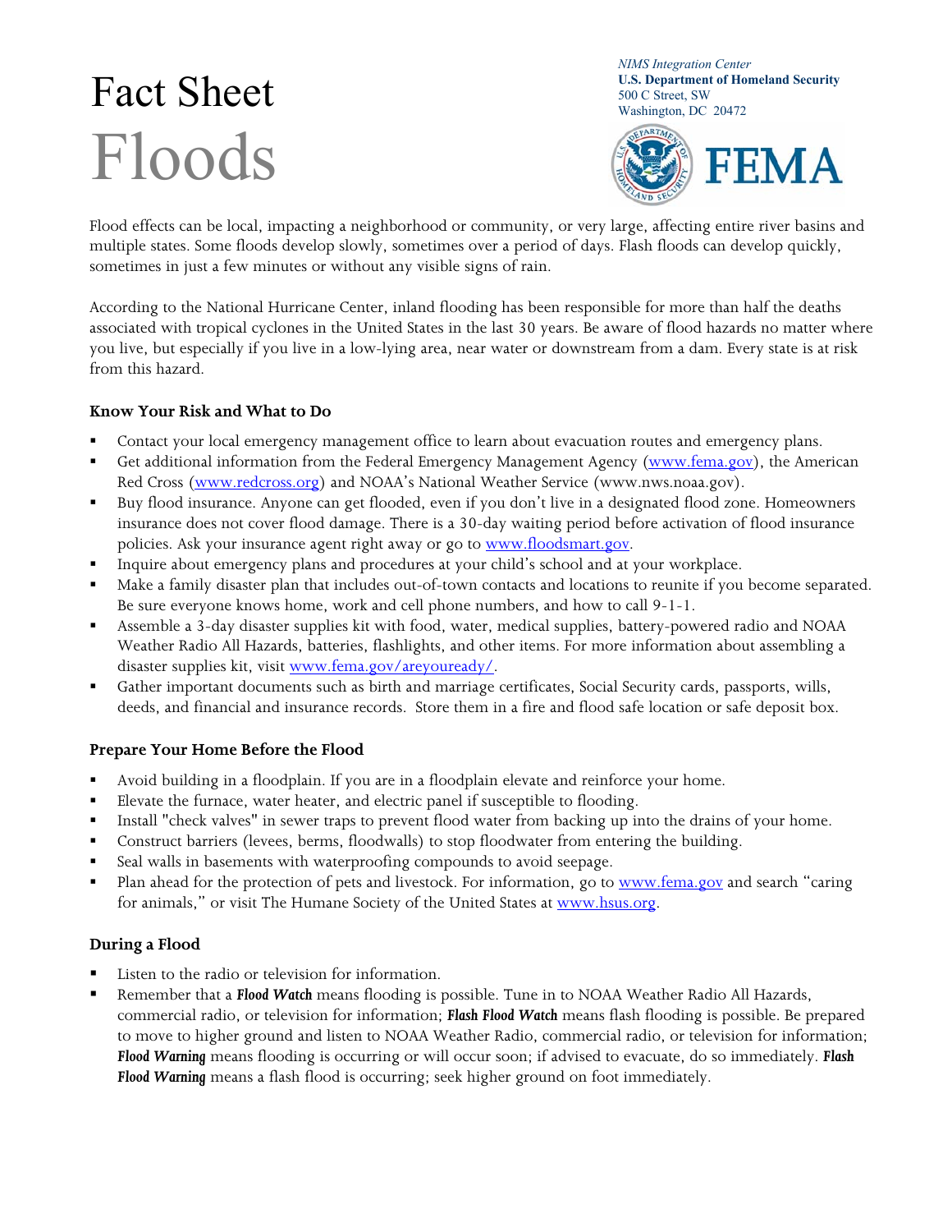# Fact Sheet

# Floods

*NIMS Integration Center*
**U.S. Department of Homeland Security**
500 C Street, SW
Washington, DC 20472

FEMA

Flood effects can be local, impacting a neighborhood or community, or very large, affecting entire river basins and multiple states. Some floods develop slowly, sometimes over a period of days. Flash floods can develop quickly, sometimes in just a few minutes or without any visible signs of rain.

According to the National Hurricane Center, inland flooding has been responsible for more than half the deaths associated with tropical cyclones in the United States in the last 30 years. Be aware of flood hazards no matter where you live, but especially if you live in a low-lying area, near water or downstream from a dam. Every state is at risk from this hazard.

### Know Your Risk and What to Do

- Contact your local emergency management office to learn about evacuation routes and emergency plans.
- Get additional information from the Federal Emergency Management Agency (www.fema.gov), the American Red Cross (www.redcross.org) and NOAA's National Weather Service (www.nws.noaa.gov).
- Buy flood insurance. Anyone can get flooded, even if you don't live in a designated flood zone. Homeowners insurance does not cover flood damage. There is a 30-day waiting period before activation of flood insurance policies. Ask your insurance agent right away or go to www.floodsmart.gov.
- Inquire about emergency plans and procedures at your child's school and at your workplace.
- Make a family disaster plan that includes out-of-town contacts and locations to reunite if you become separated. Be sure everyone knows home, work and cell phone numbers, and how to call 9-1-1.
- Assemble a 3-day disaster supplies kit with food, water, medical supplies, battery-powered radio and NOAA Weather Radio All Hazards, batteries, flashlights, and other items. For more information about assembling a disaster supplies kit, visit www.fema.gov/areyouready/.
- Gather important documents such as birth and marriage certificates, Social Security cards, passports, wills, deeds, and financial and insurance records. Store them in a fire and flood safe location or safe deposit box.

### Prepare Your Home Before the Flood

- Avoid building in a floodplain. If you are in a floodplain elevate and reinforce your home.
- Elevate the furnace, water heater, and electric panel if susceptible to flooding.
- Install "check valves" in sewer traps to prevent flood water from backing up into the drains of your home.
- Construct barriers (levees, berms, floodwalls) to stop floodwater from entering the building.
- Seal walls in basements with waterproofing compounds to avoid seepage.
- Plan ahead for the protection of pets and livestock. For information, go to www.fema.gov and search "caring for animals," or visit The Humane Society of the United States at www.hsus.org.

### During a Flood

- Listen to the radio or television for information.
- Remember that a ***Flood Watch*** means flooding is possible. Tune in to NOAA Weather Radio All Hazards, commercial radio, or television for information; ***Flash Flood Watch*** means flash flooding is possible. Be prepared to move to higher ground and listen to NOAA Weather Radio, commercial radio, or television for information; ***Flood Warning*** means flooding is occurring or will occur soon; if advised to evacuate, do so immediately. ***Flash Flood Warning*** means a flash flood is occurring; seek higher ground on foot immediately.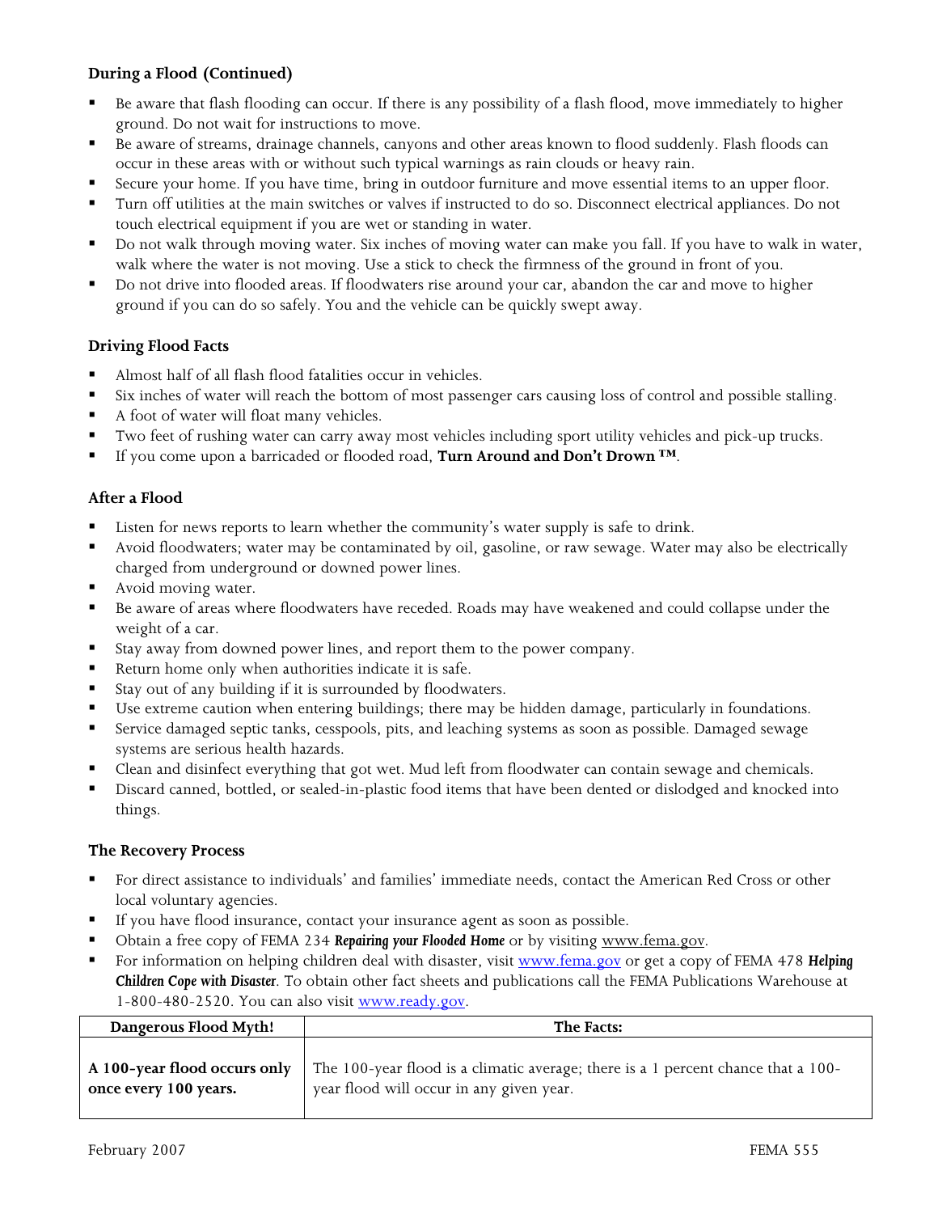### During a Flood (Continued)

- Be aware that flash flooding can occur. If there is any possibility of a flash flood, move immediately to higher ground. Do not wait for instructions to move.
- Be aware of streams, drainage channels, canyons and other areas known to flood suddenly. Flash floods can occur in these areas with or without such typical warnings as rain clouds or heavy rain.
- Secure your home. If you have time, bring in outdoor furniture and move essential items to an upper floor.
- Turn off utilities at the main switches or valves if instructed to do so. Disconnect electrical appliances. Do not touch electrical equipment if you are wet or standing in water.
- Do not walk through moving water. Six inches of moving water can make you fall. If you have to walk in water, walk where the water is not moving. Use a stick to check the firmness of the ground in front of you.
- Do not drive into flooded areas. If floodwaters rise around your car, abandon the car and move to higher ground if you can do so safely. You and the vehicle can be quickly swept away.

### Driving Flood Facts

- Almost half of all flash flood fatalities occur in vehicles.
- Six inches of water will reach the bottom of most passenger cars causing loss of control and possible stalling.
- A foot of water will float many vehicles.
- Two feet of rushing water can carry away most vehicles including sport utility vehicles and pick-up trucks.
- If you come upon a barricaded or flooded road, **Turn Around and Don't Drown ™**.

### After a Flood

- Listen for news reports to learn whether the community's water supply is safe to drink.
- Avoid floodwaters; water may be contaminated by oil, gasoline, or raw sewage. Water may also be electrically charged from underground or downed power lines.
- Avoid moving water.
- Be aware of areas where floodwaters have receded. Roads may have weakened and could collapse under the weight of a car.
- Stay away from downed power lines, and report them to the power company.
- Return home only when authorities indicate it is safe.
- Stay out of any building if it is surrounded by floodwaters.
- Use extreme caution when entering buildings; there may be hidden damage, particularly in foundations.
- Service damaged septic tanks, cesspools, pits, and leaching systems as soon as possible. Damaged sewage systems are serious health hazards.
- Clean and disinfect everything that got wet. Mud left from floodwater can contain sewage and chemicals.
- Discard canned, bottled, or sealed-in-plastic food items that have been dented or dislodged and knocked into things.

### The Recovery Process

- For direct assistance to individuals' and families' immediate needs, contact the American Red Cross or other local voluntary agencies.
- If you have flood insurance, contact your insurance agent as soon as possible.
- Obtain a free copy of FEMA 234 ***Repairing your Flooded Home*** or by visiting www.fema.gov.
- For information on helping children deal with disaster, visit www.fema.gov or get a copy of FEMA 478 ***Helping Children Cope with Disaster***. To obtain other fact sheets and publications call the FEMA Publications Warehouse at 1-800-480-2520. You can also visit www.ready.gov.

| Dangerous Flood Myth! | The Facts: |
|---|---|
| **A 100-year flood occurs only once every 100 years.** | The 100-year flood is a climatic average; there is a 1 percent chance that a 100-year flood will occur in any given year. |

February 2007 FEMA 555